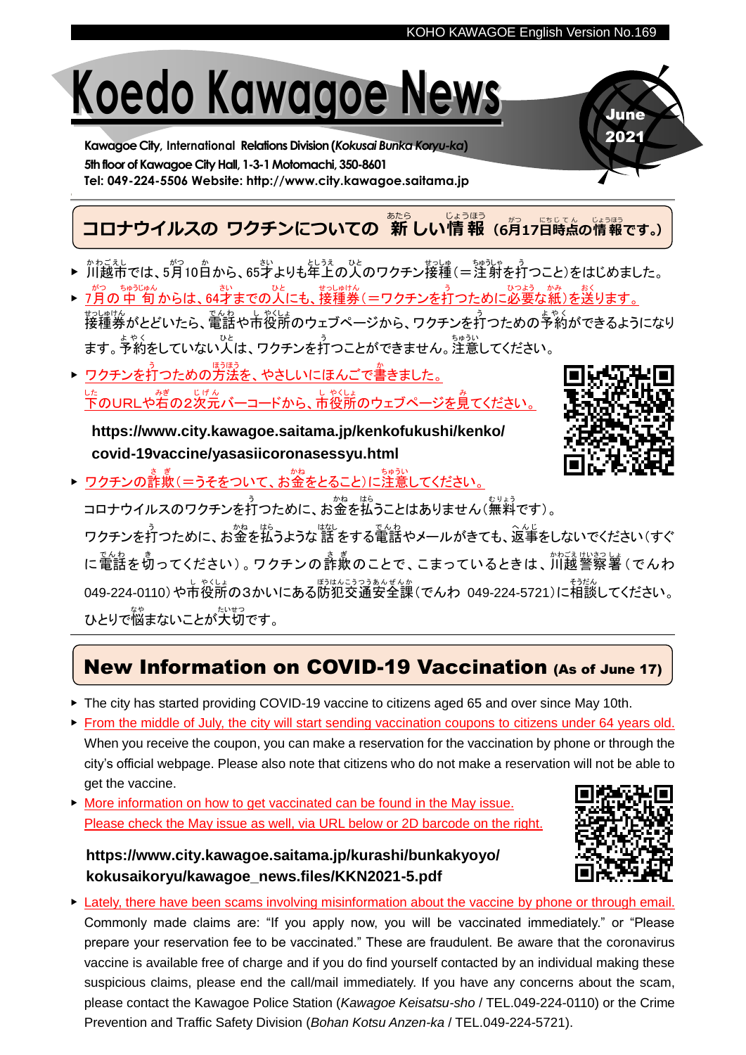# Koedo Kawagoe News

**June 2021**

**Kawagoe City, International Relations Division (*Kokusai Bunka Koryu-ka*)**
**5th floor of Kawagoe City Hall, 1-3-1 Motomachi, 350-8601**
**Tel: 049-224-5506 Website: http://www.city.kawagoe.saitama.jp**

## コロナウイルスの ワクチンについての 新しい情報（6月17日時点の情報です。）

- 川越市では、5月10日から、65才よりも年上の人のワクチン接種（＝注射を打つこと）をはじめました。
- 7月の中旬からは、64才までの人にも、接種券（＝ワクチンを打つために必要な紙）を送ります。
  接種券がとどいたら、電話や市役所のウェブページから、ワクチンを打つための予約ができるようになります。予約をしていない人は、ワクチンを打つことができません。注意してください。
- ワクチンを打つための方法を、やさしいにほんごで書きました。
  下のURLや右の2次元バーコードから、市役所のウェブページを見てください。

  **https://www.city.kawagoe.saitama.jp/kenkofukushi/kenko/covid-19vaccine/yasasiicoronasessyu.html**

- ワクチンの詐欺（＝うそをついて、お金をとること）に注意してください。
  コロナウイルスのワクチンを打つために、お金を払うことはありません（無料です）。
  ワクチンを打つために、お金を払うような話をする電話やメールがきても、返事をしないでください（すぐに電話を切ってください）。ワクチンの詐欺のことで、こまっているときは、川越警察署（でんわ 049-224-0110）や市役所の3かいにある防犯交通安全課（でんわ 049-224-5721）に相談してください。
  ひとりで悩まないことが大切です。

## New Information on COVID-19 Vaccination (As of June 17)

- The city has started providing COVID-19 vaccine to citizens aged 65 and over since May 10th.
- From the middle of July, the city will start sending vaccination coupons to citizens under 64 years old.
  When you receive the coupon, you can make a reservation for the vaccination by phone or through the city's official webpage. Please also note that citizens who do not make a reservation will not be able to get the vaccine.
- More information on how to get vaccinated can be found in the May issue.
  Please check the May issue as well, via URL below or 2D barcode on the right.

  **https://www.city.kawagoe.saitama.jp/kurashi/bunkakyoyo/kokusaikoryu/kawagoe_news.files/KKN2021-5.pdf**

- Lately, there have been scams involving misinformation about the vaccine by phone or through email.
  Commonly made claims are: "If you apply now, you will be vaccinated immediately." or "Please prepare your reservation fee to be vaccinated." These are fraudulent. Be aware that the coronavirus vaccine is available free of charge and if you do find yourself contacted by an individual making these suspicious claims, please end the call/mail immediately. If you have any concerns about the scam, please contact the Kawagoe Police Station (*Kawagoe Keisatsu-sho* / TEL.049-224-0110) or the Crime Prevention and Traffic Safety Division (*Bohan Kotsu Anzen-ka* / TEL.049-224-5721).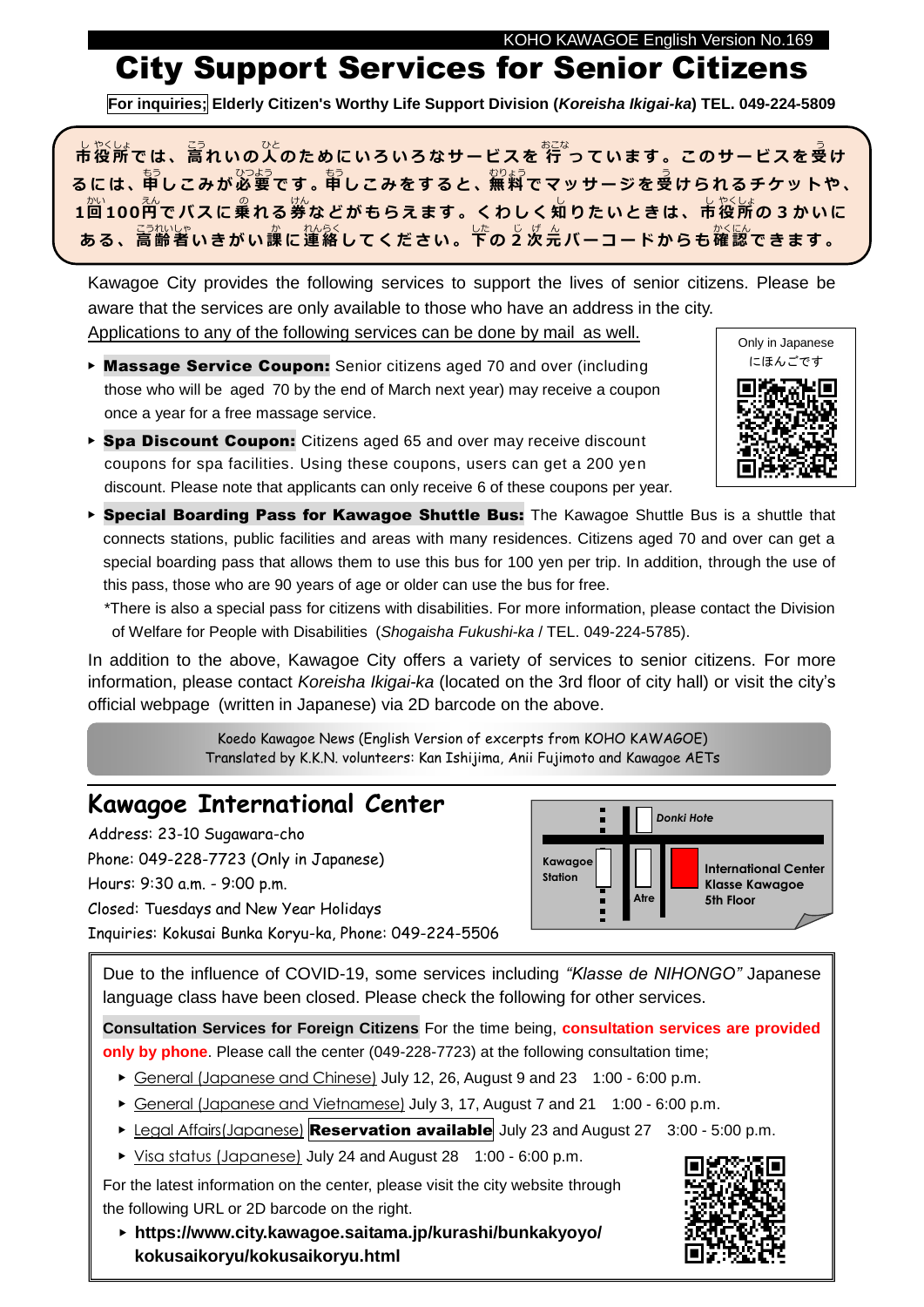KOHO KAWAGOE English Version No.169

# City Support Services for Senior Citizens

**For inquiries;** **Elderly Citizen's Worthy Life Support Division (*Koreisha Ikigai-ka*) TEL. 049-224-5809**

**市役所では、高れいの人のためにいろいろなサービスを行っています。このサービスを受けるには、申しこみが必要です。申しこみをすると、無料でマッサージを受けられるチケットや、1回100円でバスに乗れる券などがもらえます。くわしく知りたいときは、市役所の３かいにある、高齢者いきがい課に連絡してください。下の２次元バーコードからも確認できます。**

Kawagoe City provides the following services to support the lives of senior citizens. Please be aware that the services are only available to those who have an address in the city.

Applications to any of the following services can be done by mail as well.

Only in Japanese
にほんごです

- **Massage Service Coupon:** Senior citizens aged 70 and over (including those who will be aged 70 by the end of March next year) may receive a coupon once a year for a free massage service.
- **Spa Discount Coupon:** Citizens aged 65 and over may receive discount coupons for spa facilities. Using these coupons, users can get a 200 yen discount. Please note that applicants can only receive 6 of these coupons per year.
- **Special Boarding Pass for Kawagoe Shuttle Bus:** The Kawagoe Shuttle Bus is a shuttle that connects stations, public facilities and areas with many residences. Citizens aged 70 and over can get a special boarding pass that allows them to use this bus for 100 yen per trip. In addition, through the use of this pass, those who are 90 years of age or older can use the bus for free.

  *There is also a special pass for citizens with disabilities. For more information, please contact the Division of Welfare for People with Disabilities (*Shogaisha Fukushi-ka* / TEL. 049-224-5785).

In addition to the above, Kawagoe City offers a variety of services to senior citizens. For more information, please contact *Koreisha Ikigai-ka* (located on the 3rd floor of city hall) or visit the city's official webpage (written in Japanese) via 2D barcode on the above.

Koedo Kawagoe News (English Version of excerpts from KOHO KAWAGOE)
Translated by K.K.N. volunteers: Kan Ishijima, Anii Fujimoto and Kawagoe AETs

## Kawagoe International Center

Address: 23-10 Sugawara-cho
Phone: 049-228-7723 (Only in Japanese)
Hours: 9:30 a.m. - 9:00 p.m.
Closed: Tuesdays and New Year Holidays
Inquiries: Kokusai Bunka Koryu-ka, Phone: 049-224-5506

Donki Hote
Kawagoe Station
Atre
International Center
Klasse Kawagoe
5th Floor

Due to the influence of COVID-19, some services including *"Klasse de NIHONGO"* Japanese language class have been closed. Please check the following for other services.

**Consultation Services for Foreign Citizens** For the time being, **consultation services are provided only by phone**. Please call the center (049-228-7723) at the following consultation time;

- General (Japanese and Chinese) July 12, 26, August 9 and 23 1:00 - 6:00 p.m.
- General (Japanese and Vietnamese) July 3, 17, August 7 and 21 1:00 - 6:00 p.m.
- Legal Affairs(Japanese) **Reservation available** July 23 and August 27 3:00 - 5:00 p.m.
- Visa status (Japanese) July 24 and August 28 1:00 - 6:00 p.m.

For the latest information on the center, please visit the city website through the following URL or 2D barcode on the right.

- **https://www.city.kawagoe.saitama.jp/kurashi/bunkakyoyo/kokusaikoryu/kokusaikoryu.html**